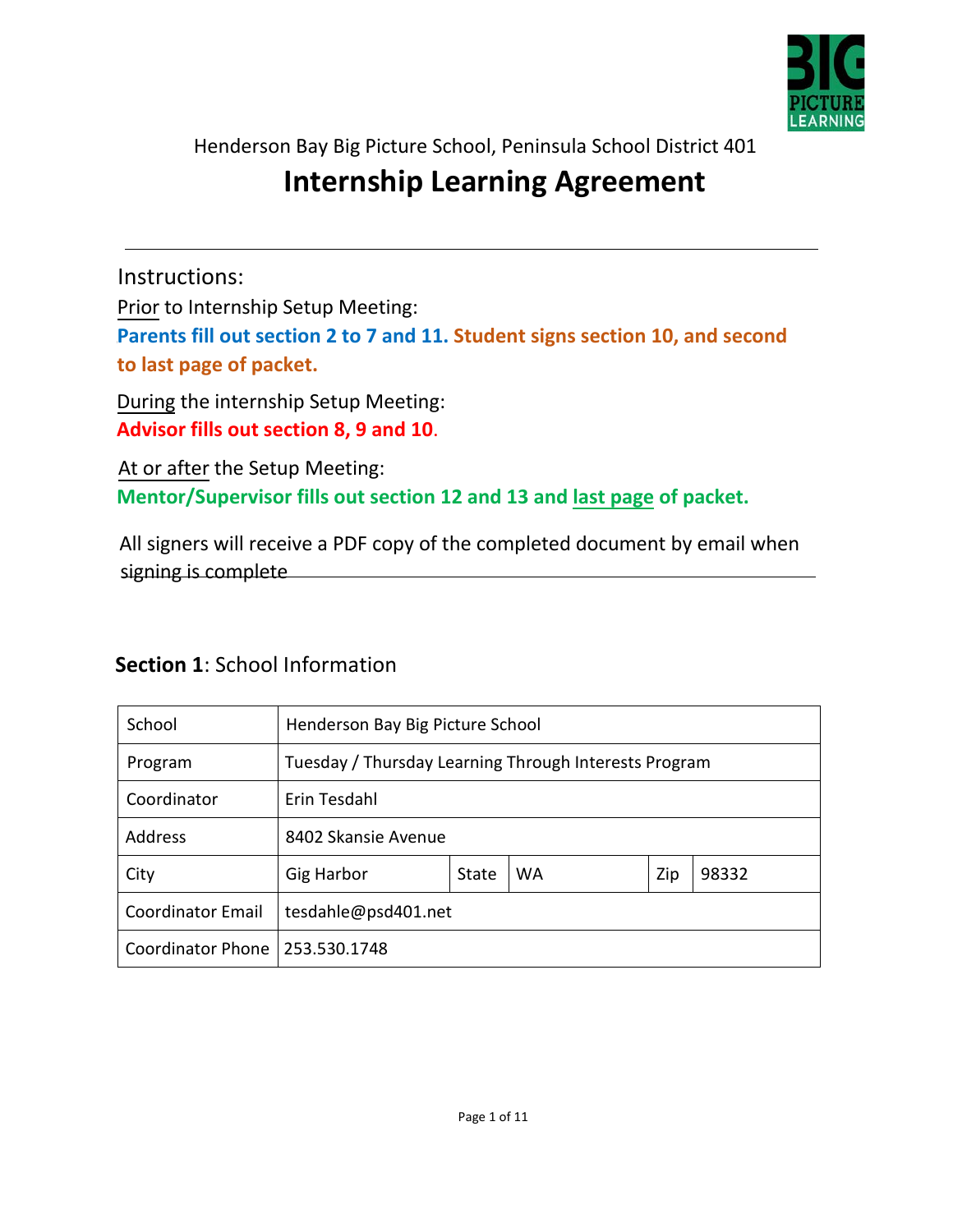Henderson Bay Big Picture School, Peninsula School District 401

# Internship Learning Agreement

---

Instructions:

Prior to Internship Setup Meeting:

**Parents fill out section 2 to 7 and 11. Student signs section 10, and second to last page of packet.**

During the internship Setup Meeting:

**Advisor fills out section 8, 9 and 10.**

At or after the Setup Meeting:

**Mentor/Supervisor fills out section 12 and 13 and last page of packet.**

All signers will receive a PDF copy of the completed document by email when signing is complete

## **Section 1**: School Information

| School | Henderson Bay Big Picture School | | | | |
|---|---|---|---|---|---|
| Program | Tuesday / Thursday Learning Through Interests Program | | | | |
| Coordinator | Erin Tesdahl | | | | |
| Address | 8402 Skansie Avenue | | | | |
| City | Gig Harbor | State | WA | Zip | 98332 |
| Coordinator Email | tesdahle@psd401.net | | | | |
| Coordinator Phone | 253.530.1748 | | | | |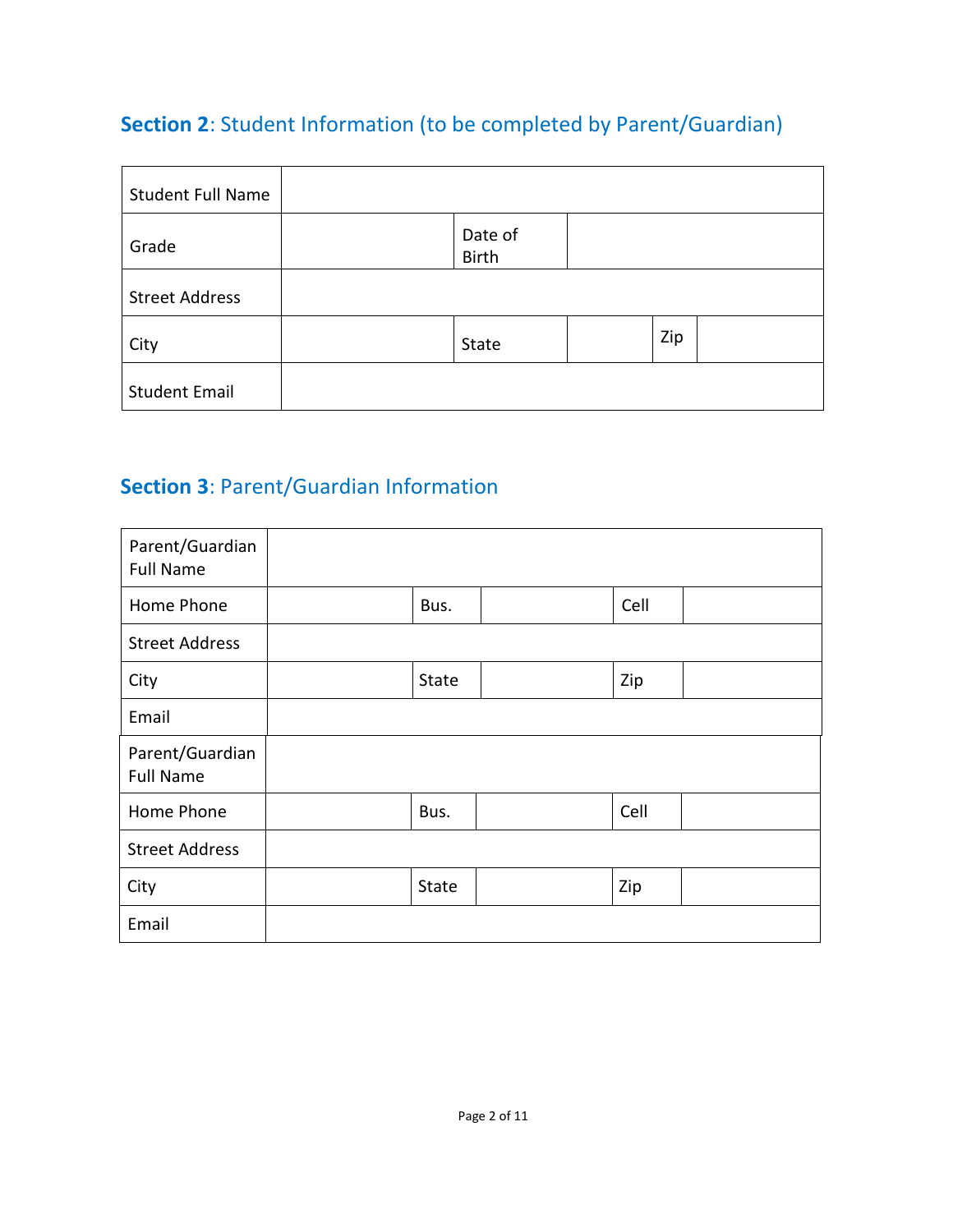## **Section 2**: Student Information (to be completed by Parent/Guardian)

| | | | | | |
|---|---|---|---|---|---|
| Student Full Name | | | | | |
| Grade | | Date of Birth | | | |
| Street Address | | | | | |
| City | | State | | Zip | |
| Student Email | | | | | |

## **Section 3**: Parent/Guardian Information

| | | | | | |
|---|---|---|---|---|---|
| Parent/Guardian Full Name | | | | | |
| Home Phone | | Bus. | | Cell | |
| Street Address | | | | | |
| City | | State | | Zip | |
| Email | | | | | |
| Parent/Guardian Full Name | | | | | |
| Home Phone | | Bus. | | Cell | |
| Street Address | | | | | |
| City | | State | | Zip | |
| Email | | | | | |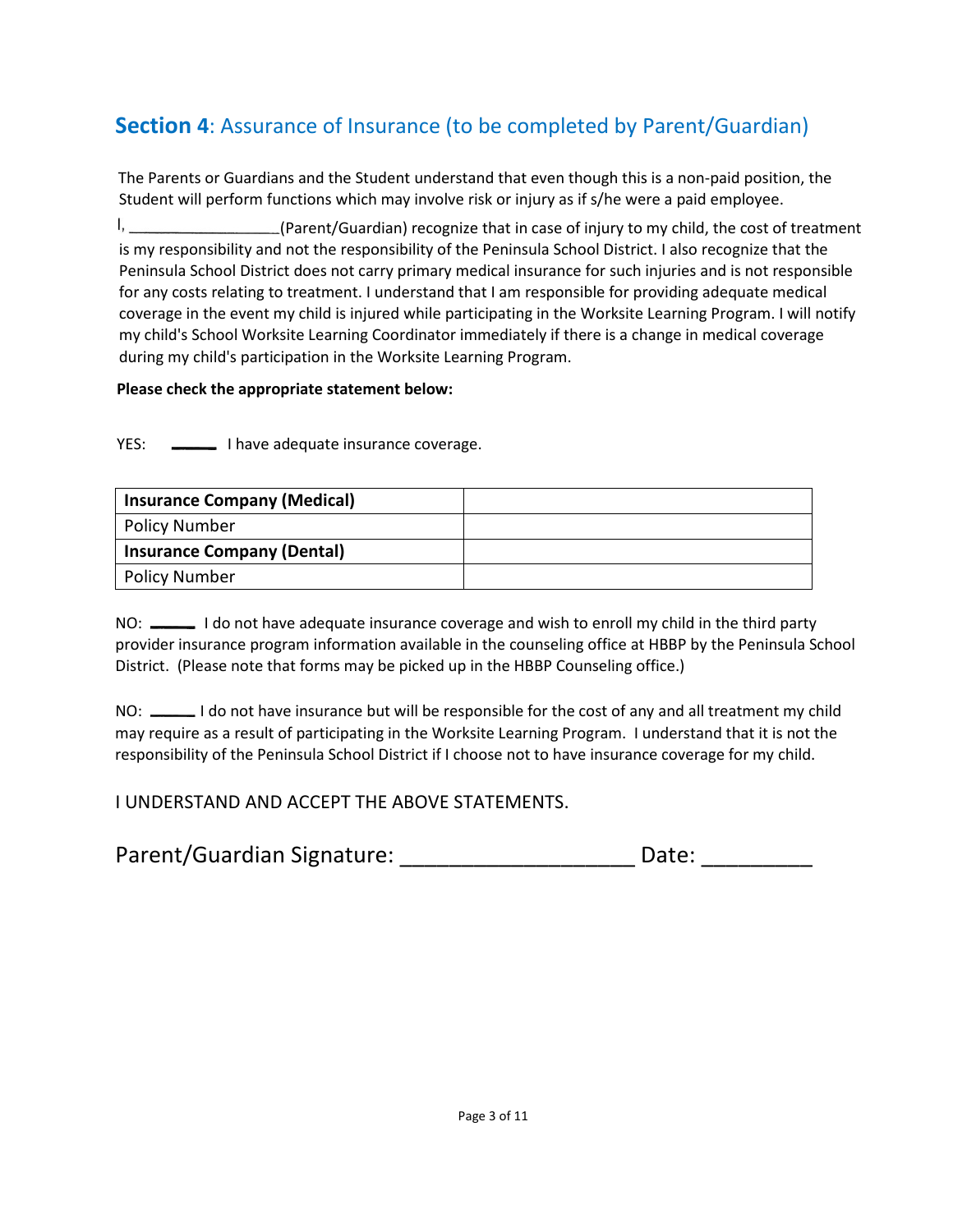## **Section 4**: Assurance of Insurance (to be completed by Parent/Guardian)

The Parents or Guardians and the Student understand that even though this is a non-paid position, the Student will perform functions which may involve risk or injury as if s/he were a paid employee.

I, ___________________(Parent/Guardian) recognize that in case of injury to my child, the cost of treatment is my responsibility and not the responsibility of the Peninsula School District. I also recognize that the Peninsula School District does not carry primary medical insurance for such injuries and is not responsible for any costs relating to treatment. I understand that I am responsible for providing adequate medical coverage in the event my child is injured while participating in the Worksite Learning Program. I will notify my child's School Worksite Learning Coordinator immediately if there is a change in medical coverage during my child's participation in the Worksite Learning Program.

**Please check the appropriate statement below:**

YES: ______ I have adequate insurance coverage.

| **Insurance Company (Medical)** | |
|---|---|
| Policy Number | |
| **Insurance Company (Dental)** | |
| Policy Number | |

NO: ______ I do not have adequate insurance coverage and wish to enroll my child in the third party provider insurance program information available in the counseling office at HBBP by the Peninsula School District. (Please note that forms may be picked up in the HBBP Counseling office.)

NO: ______ I do not have insurance but will be responsible for the cost of any and all treatment my child may require as a result of participating in the Worksite Learning Program. I understand that it is not the responsibility of the Peninsula School District if I choose not to have insurance coverage for my child.

I UNDERSTAND AND ACCEPT THE ABOVE STATEMENTS.

Parent/Guardian Signature: ____________________ Date: _________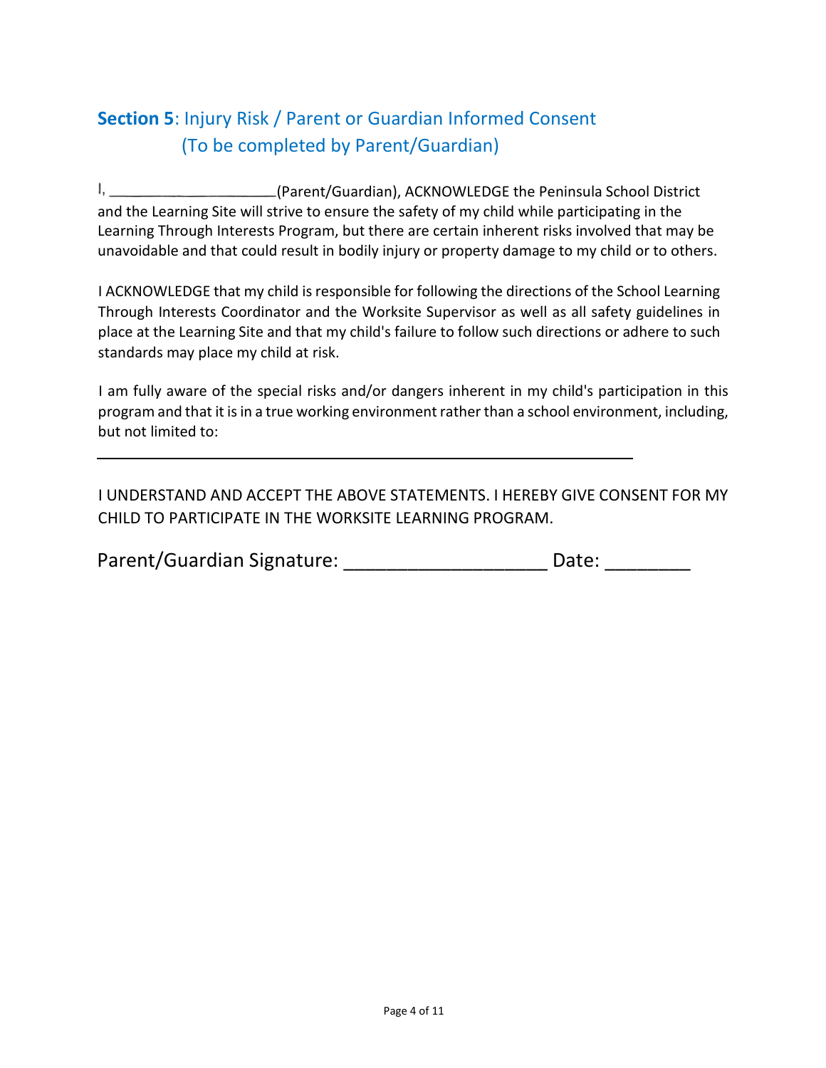## **Section 5**: Injury Risk / Parent or Guardian Informed Consent (To be completed by Parent/Guardian)

I, ____________________(Parent/Guardian), ACKNOWLEDGE the Peninsula School District and the Learning Site will strive to ensure the safety of my child while participating in the Learning Through Interests Program, but there are certain inherent risks involved that may be unavoidable and that could result in bodily injury or property damage to my child or to others.

I ACKNOWLEDGE that my child is responsible for following the directions of the School Learning Through Interests Coordinator and the Worksite Supervisor as well as all safety guidelines in place at the Learning Site and that my child's failure to follow such directions or adhere to such standards may place my child at risk.

I am fully aware of the special risks and/or dangers inherent in my child's participation in this program and that it is in a true working environment rather than a school environment, including, but not limited to:

____________________________________________________________

I UNDERSTAND AND ACCEPT THE ABOVE STATEMENTS. I HEREBY GIVE CONSENT FOR MY CHILD TO PARTICIPATE IN THE WORKSITE LEARNING PROGRAM.

Parent/Guardian Signature: ___________________ Date: ________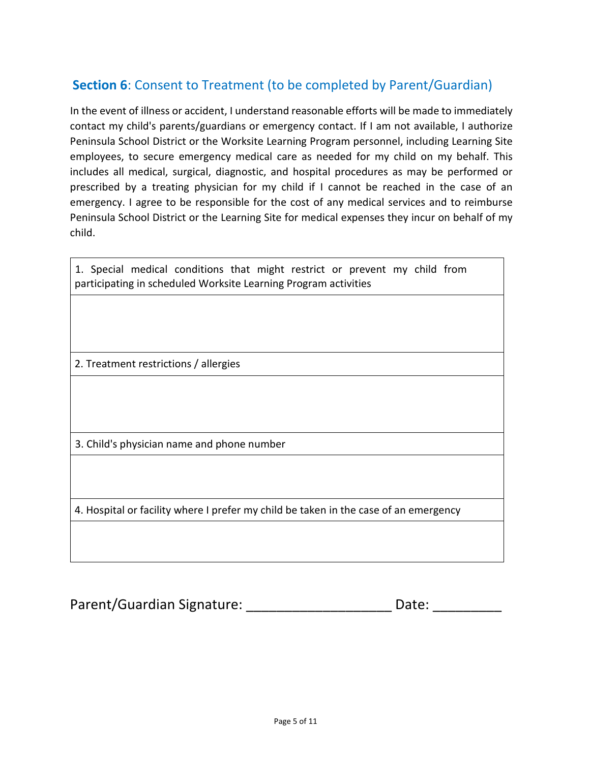## **Section 6**: Consent to Treatment (to be completed by Parent/Guardian)

In the event of illness or accident, I understand reasonable efforts will be made to immediately contact my child's parents/guardians or emergency contact. If I am not available, I authorize Peninsula School District or the Worksite Learning Program personnel, including Learning Site employees, to secure emergency medical care as needed for my child on my behalf. This includes all medical, surgical, diagnostic, and hospital procedures as may be performed or prescribed by a treating physician for my child if I cannot be reached in the case of an emergency. I agree to be responsible for the cost of any medical services and to reimburse Peninsula School District or the Learning Site for medical expenses they incur on behalf of my child.

| 1. Special medical conditions that might restrict or prevent my child from participating in scheduled Worksite Learning Program activities |
|---|
| |
| 2. Treatment restrictions / allergies |
| |
| 3. Child's physician name and phone number |
| |
| 4. Hospital or facility where I prefer my child be taken in the case of an emergency |
| |

Parent/Guardian Signature: ___________________ Date: _________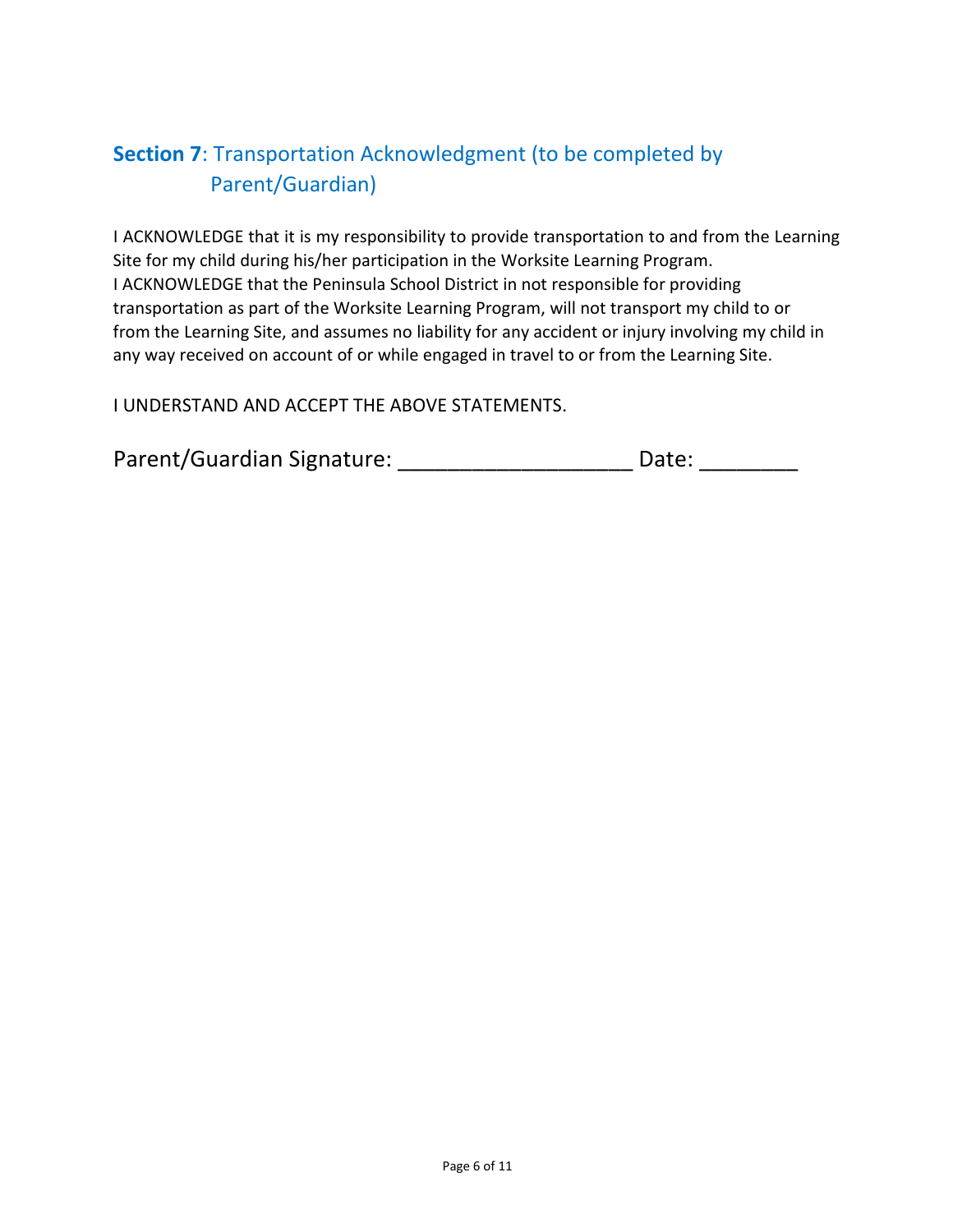## **Section 7**: Transportation Acknowledgment (to be completed by Parent/Guardian)

I ACKNOWLEDGE that it is my responsibility to provide transportation to and from the Learning Site for my child during his/her participation in the Worksite Learning Program.
I ACKNOWLEDGE that the Peninsula School District in not responsible for providing transportation as part of the Worksite Learning Program, will not transport my child to or from the Learning Site, and assumes no liability for any accident or injury involving my child in any way received on account of or while engaged in travel to or from the Learning Site.

I UNDERSTAND AND ACCEPT THE ABOVE STATEMENTS.

Parent/Guardian Signature: ___________________ Date: ________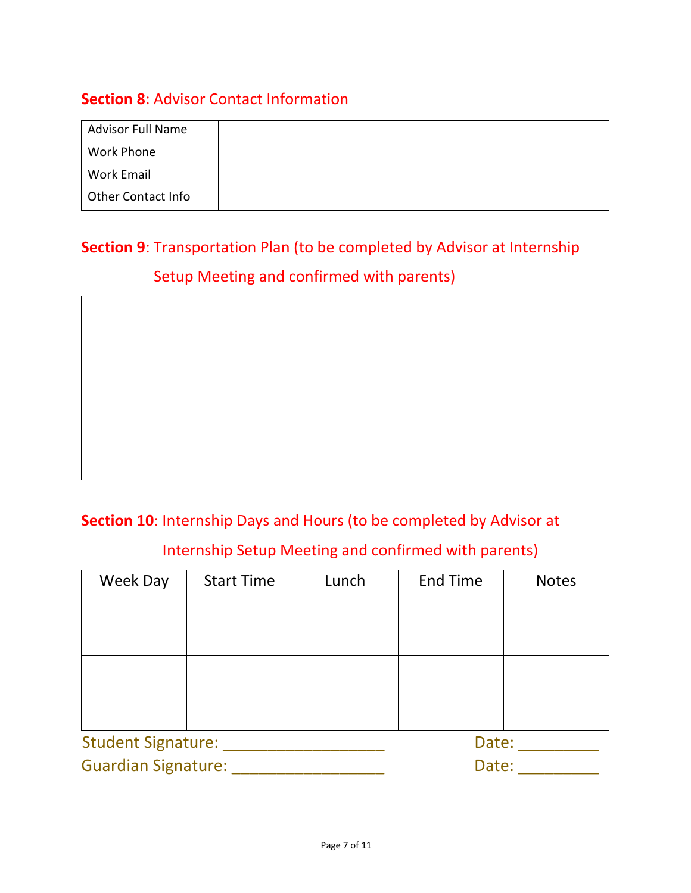## **Section 8**: Advisor Contact Information

| Advisor Full Name | |
|---|---|
| Work Phone | |
| Work Email | |
| Other Contact Info | |

## **Section 9**: Transportation Plan (to be completed by Advisor at Internship Setup Meeting and confirmed with parents)

| |
|---|
| |

## **Section 10**: Internship Days and Hours (to be completed by Advisor at Internship Setup Meeting and confirmed with parents)

| Week Day | Start Time | Lunch | End Time | Notes |
|---|---|---|---|---|
| | | | | |
| | | | | |

Student Signature: ___________________ Date: _________

Guardian Signature: __________________ Date: _________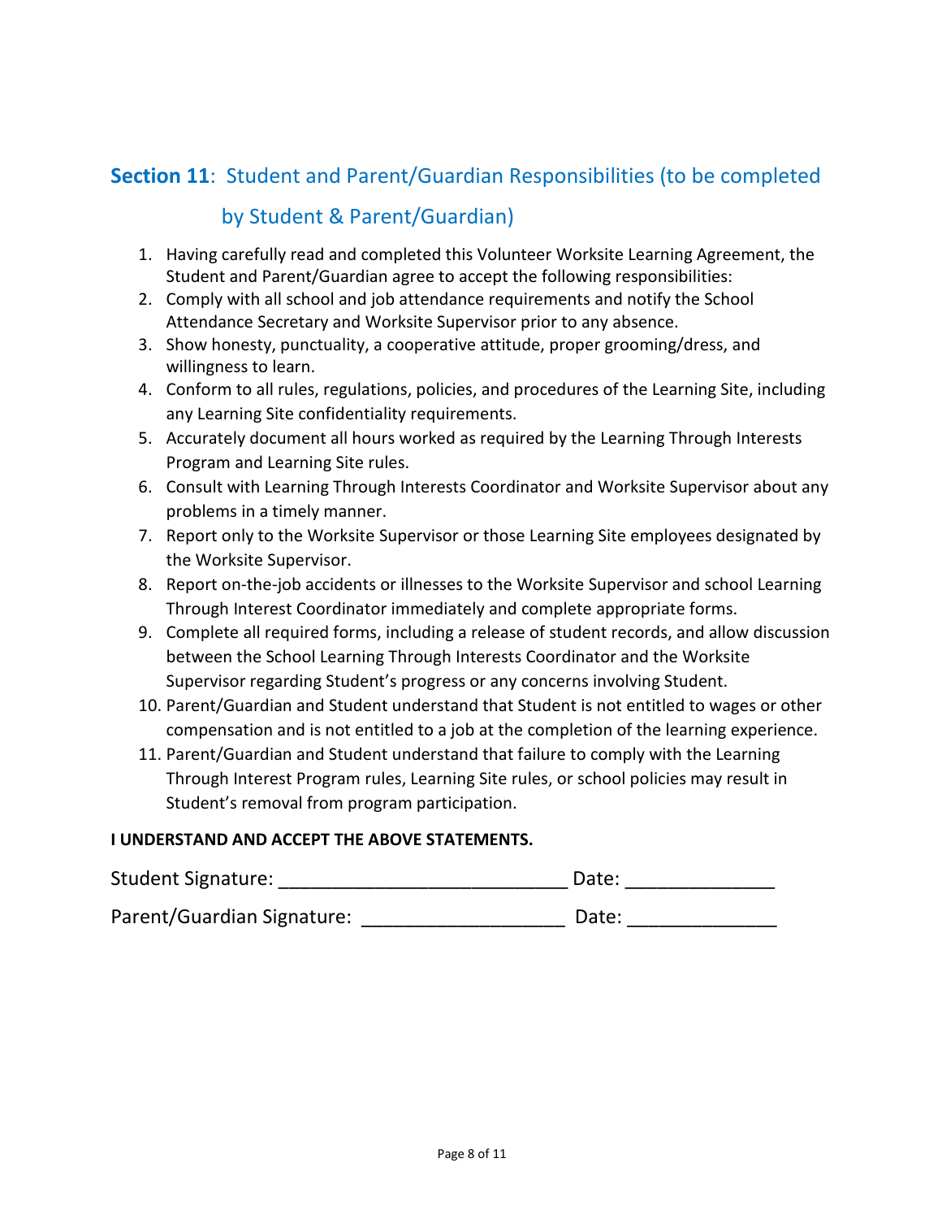## **Section 11**: Student and Parent/Guardian Responsibilities (to be completed by Student & Parent/Guardian)

1. Having carefully read and completed this Volunteer Worksite Learning Agreement, the Student and Parent/Guardian agree to accept the following responsibilities:
2. Comply with all school and job attendance requirements and notify the School Attendance Secretary and Worksite Supervisor prior to any absence.
3. Show honesty, punctuality, a cooperative attitude, proper grooming/dress, and willingness to learn.
4. Conform to all rules, regulations, policies, and procedures of the Learning Site, including any Learning Site confidentiality requirements.
5. Accurately document all hours worked as required by the Learning Through Interests Program and Learning Site rules.
6. Consult with Learning Through Interests Coordinator and Worksite Supervisor about any problems in a timely manner.
7. Report only to the Worksite Supervisor or those Learning Site employees designated by the Worksite Supervisor.
8. Report on-the-job accidents or illnesses to the Worksite Supervisor and school Learning Through Interest Coordinator immediately and complete appropriate forms.
9. Complete all required forms, including a release of student records, and allow discussion between the School Learning Through Interests Coordinator and the Worksite Supervisor regarding Student's progress or any concerns involving Student.
10. Parent/Guardian and Student understand that Student is not entitled to wages or other compensation and is not entitled to a job at the completion of the learning experience.
11. Parent/Guardian and Student understand that failure to comply with the Learning Through Interest Program rules, Learning Site rules, or school policies may result in Student's removal from program participation.

**I UNDERSTAND AND ACCEPT THE ABOVE STATEMENTS.**

Student Signature: ___________________________ Date: ______________

Parent/Guardian Signature: ___________________ Date: ______________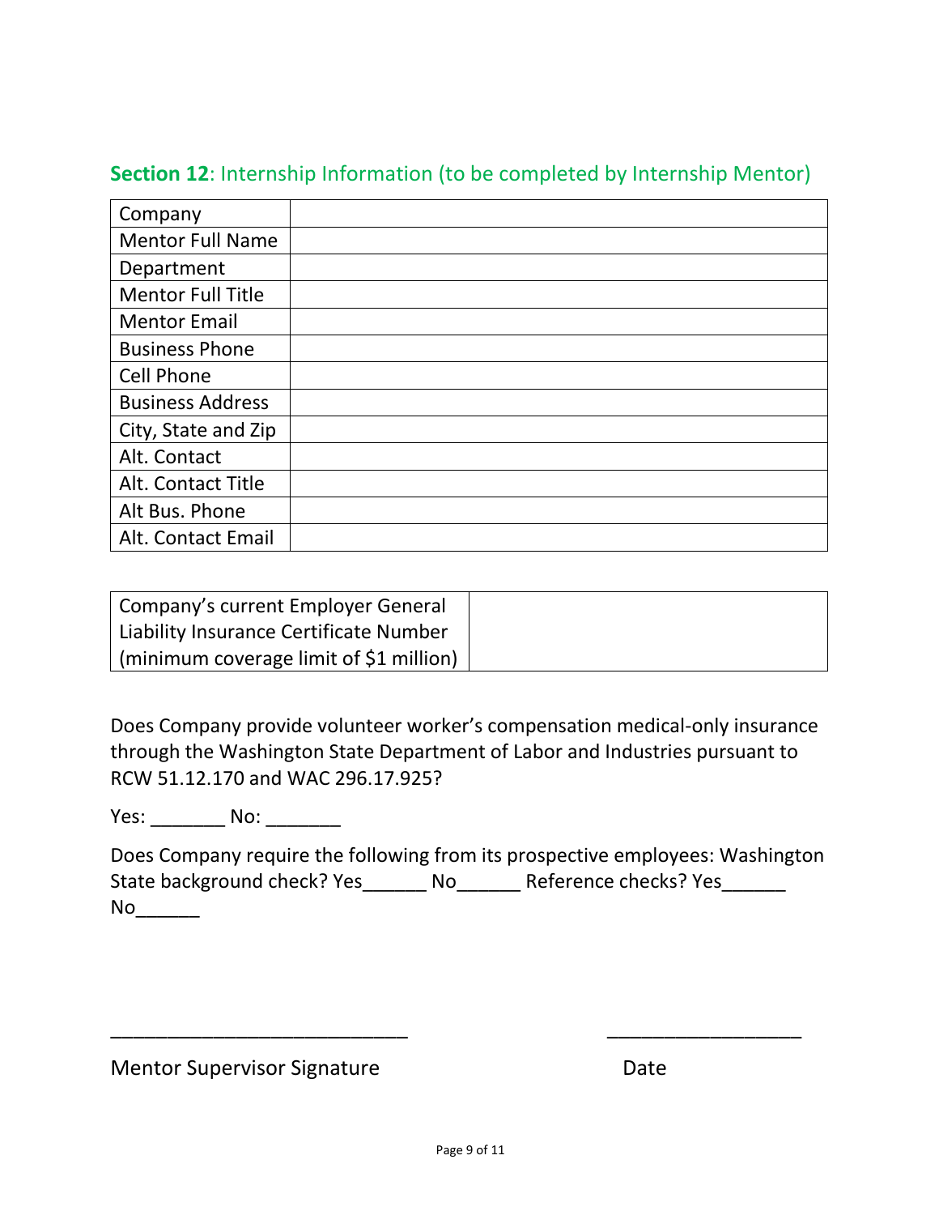## **Section 12**: Internship Information (to be completed by Internship Mentor)

| Company | |
|---|---|
| Mentor Full Name | |
| Department | |
| Mentor Full Title | |
| Mentor Email | |
| Business Phone | |
| Cell Phone | |
| Business Address | |
| City, State and Zip | |
| Alt. Contact | |
| Alt. Contact Title | |
| Alt Bus. Phone | |
| Alt. Contact Email | |

| Company's current Employer General Liability Insurance Certificate Number (minimum coverage limit of $1 million) | |
|---|---|

Does Company provide volunteer worker's compensation medical-only insurance through the Washington State Department of Labor and Industries pursuant to RCW 51.12.170 and WAC 296.17.925?

Yes: _______ No: _______

Does Company require the following from its prospective employees: Washington State background check? Yes______ No______ Reference checks? Yes______ No______

___________________________ &nbsp;&nbsp;&nbsp;&nbsp;&nbsp;&nbsp;&nbsp;&nbsp;&nbsp;&nbsp; __________________

Mentor Supervisor Signature &nbsp;&nbsp;&nbsp;&nbsp;&nbsp;&nbsp;&nbsp;&nbsp;&nbsp;&nbsp; Date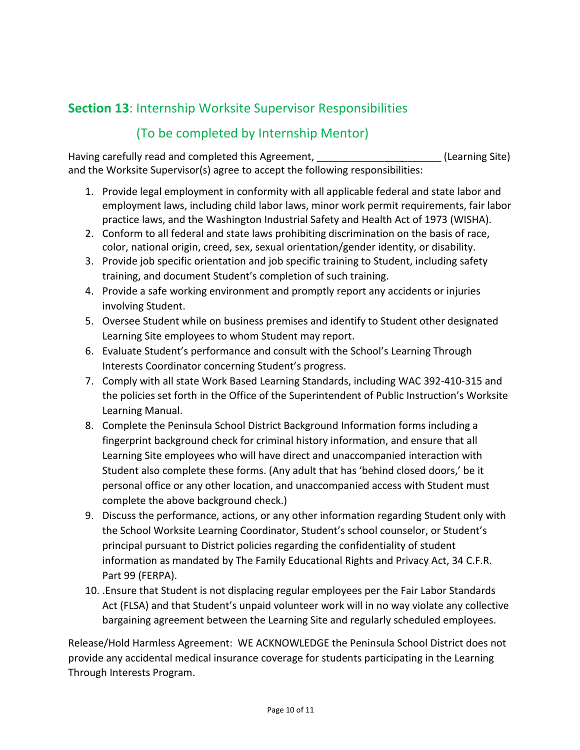## **Section 13**: Internship Worksite Supervisor Responsibilities

### (To be completed by Internship Mentor)

Having carefully read and completed this Agreement, ______________________ (Learning Site) and the Worksite Supervisor(s) agree to accept the following responsibilities:

1. Provide legal employment in conformity with all applicable federal and state labor and employment laws, including child labor laws, minor work permit requirements, fair labor practice laws, and the Washington Industrial Safety and Health Act of 1973 (WISHA).
2. Conform to all federal and state laws prohibiting discrimination on the basis of race, color, national origin, creed, sex, sexual orientation/gender identity, or disability.
3. Provide job specific orientation and job specific training to Student, including safety training, and document Student's completion of such training.
4. Provide a safe working environment and promptly report any accidents or injuries involving Student.
5. Oversee Student while on business premises and identify to Student other designated Learning Site employees to whom Student may report.
6. Evaluate Student's performance and consult with the School's Learning Through Interests Coordinator concerning Student's progress.
7. Comply with all state Work Based Learning Standards, including WAC 392-410-315 and the policies set forth in the Office of the Superintendent of Public Instruction's Worksite Learning Manual.
8. Complete the Peninsula School District Background Information forms including a fingerprint background check for criminal history information, and ensure that all Learning Site employees who will have direct and unaccompanied interaction with Student also complete these forms. (Any adult that has 'behind closed doors,' be it personal office or any other location, and unaccompanied access with Student must complete the above background check.)
9. Discuss the performance, actions, or any other information regarding Student only with the School Worksite Learning Coordinator, Student's school counselor, or Student's principal pursuant to District policies regarding the confidentiality of student information as mandated by The Family Educational Rights and Privacy Act, 34 C.F.R. Part 99 (FERPA).
10. .Ensure that Student is not displacing regular employees per the Fair Labor Standards Act (FLSA) and that Student's unpaid volunteer work will in no way violate any collective bargaining agreement between the Learning Site and regularly scheduled employees.

Release/Hold Harmless Agreement: WE ACKNOWLEDGE the Peninsula School District does not provide any accidental medical insurance coverage for students participating in the Learning Through Interests Program.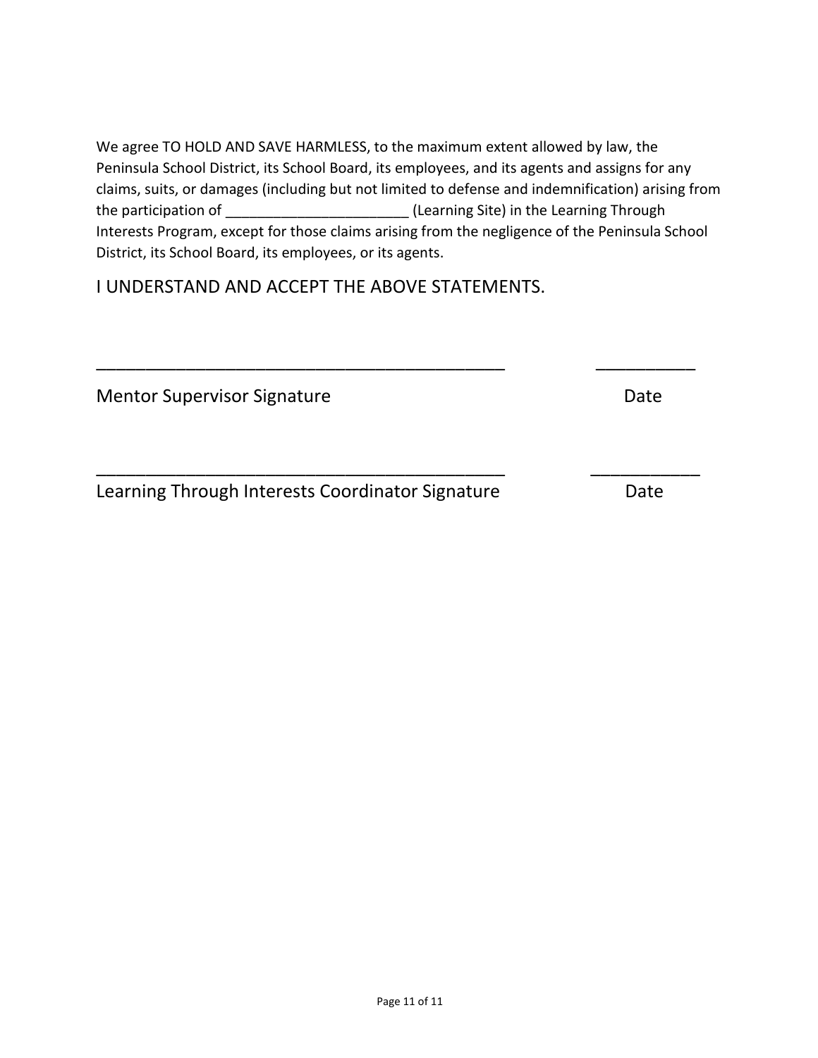We agree TO HOLD AND SAVE HARMLESS, to the maximum extent allowed by law, the Peninsula School District, its School Board, its employees, and its agents and assigns for any claims, suits, or damages (including but not limited to defense and indemnification) arising from the participation of ______________________ (Learning Site) in the Learning Through Interests Program, except for those claims arising from the negligence of the Peninsula School District, its School Board, its employees, or its agents.

I UNDERSTAND AND ACCEPT THE ABOVE STATEMENTS.

_____________________________________________ ___________

Mentor Supervisor Signature Date

_____________________________________________ ___________

Learning Through Interests Coordinator Signature Date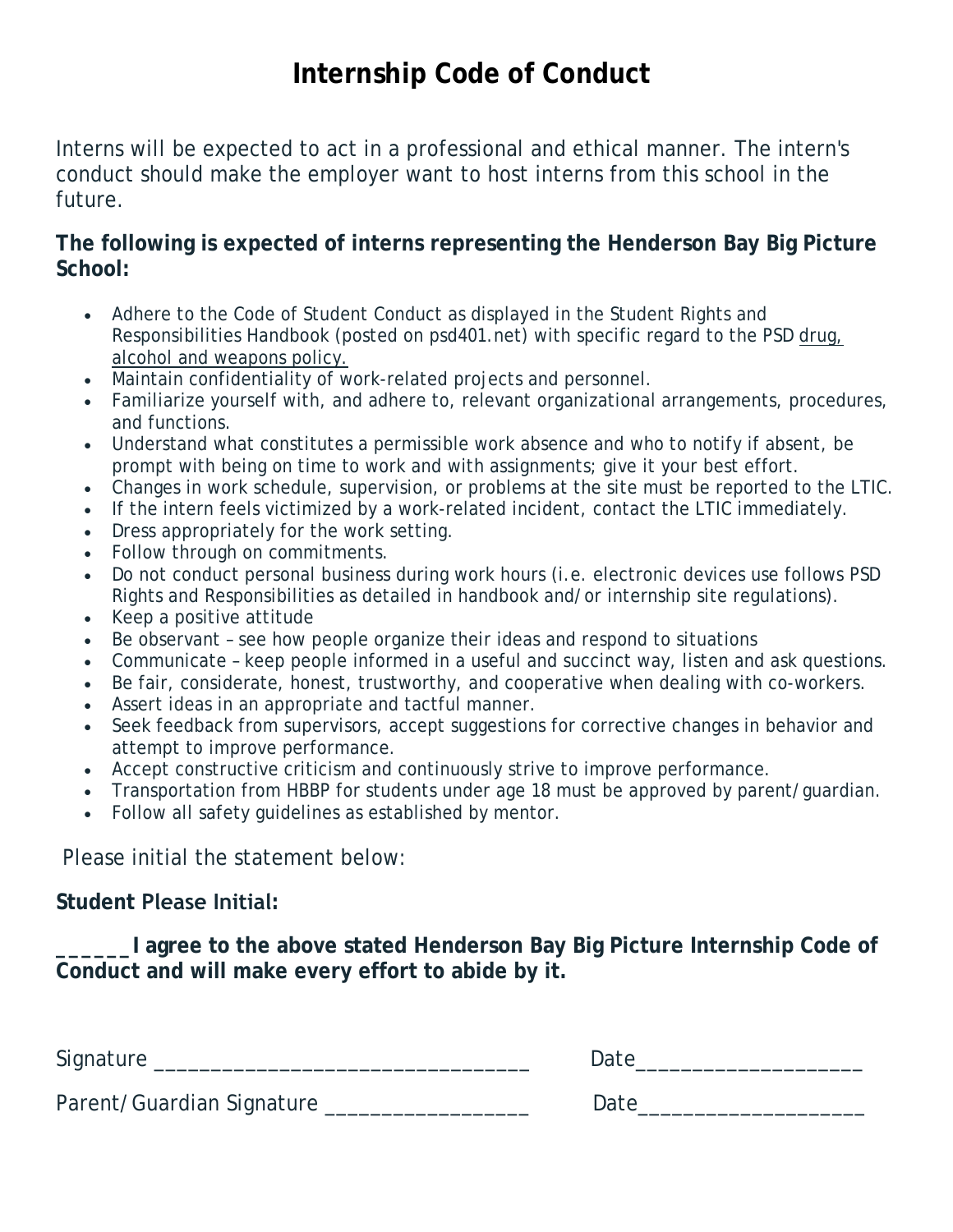# Internship Code of Conduct

Interns will be expected to act in a professional and ethical manner. The intern's conduct should make the employer want to host interns from this school in the future.

**The following is expected of interns representing the Henderson Bay Big Picture School:**

- Adhere to the Code of Student Conduct as displayed in the Student Rights and Responsibilities Handbook (posted on psd401.net) with specific regard to the PSD drug, alcohol and weapons policy.
- Maintain confidentiality of work-related projects and personnel.
- Familiarize yourself with, and adhere to, relevant organizational arrangements, procedures, and functions.
- Understand what constitutes a permissible work absence and who to notify if absent, be prompt with being on time to work and with assignments; give it your best effort.
- Changes in work schedule, supervision, or problems at the site must be reported to the LTIC.
- If the intern feels victimized by a work-related incident, contact the LTIC immediately.
- Dress appropriately for the work setting.
- Follow through on commitments.
- Do not conduct personal business during work hours (i.e. electronic devices use follows PSD Rights and Responsibilities as detailed in handbook and/or internship site regulations).
- Keep a positive attitude
- Be observant – see how people organize their ideas and respond to situations
- Communicate – keep people informed in a useful and succinct way, listen and ask questions.
- Be fair, considerate, honest, trustworthy, and cooperative when dealing with co-workers.
- Assert ideas in an appropriate and tactful manner.
- Seek feedback from supervisors, accept suggestions for corrective changes in behavior and attempt to improve performance.
- Accept constructive criticism and continuously strive to improve performance.
- Transportation from HBBP for students under age 18 must be approved by parent/guardian.
- Follow all safety guidelines as established by mentor.

Please initial the statement below:

**Student Please Initial:**

**______I agree to the above stated Henderson Bay Big Picture Internship Code of Conduct and will make every effort to abide by it.**

Signature _________________________________ Date____________________

Parent/Guardian Signature __________________ Date____________________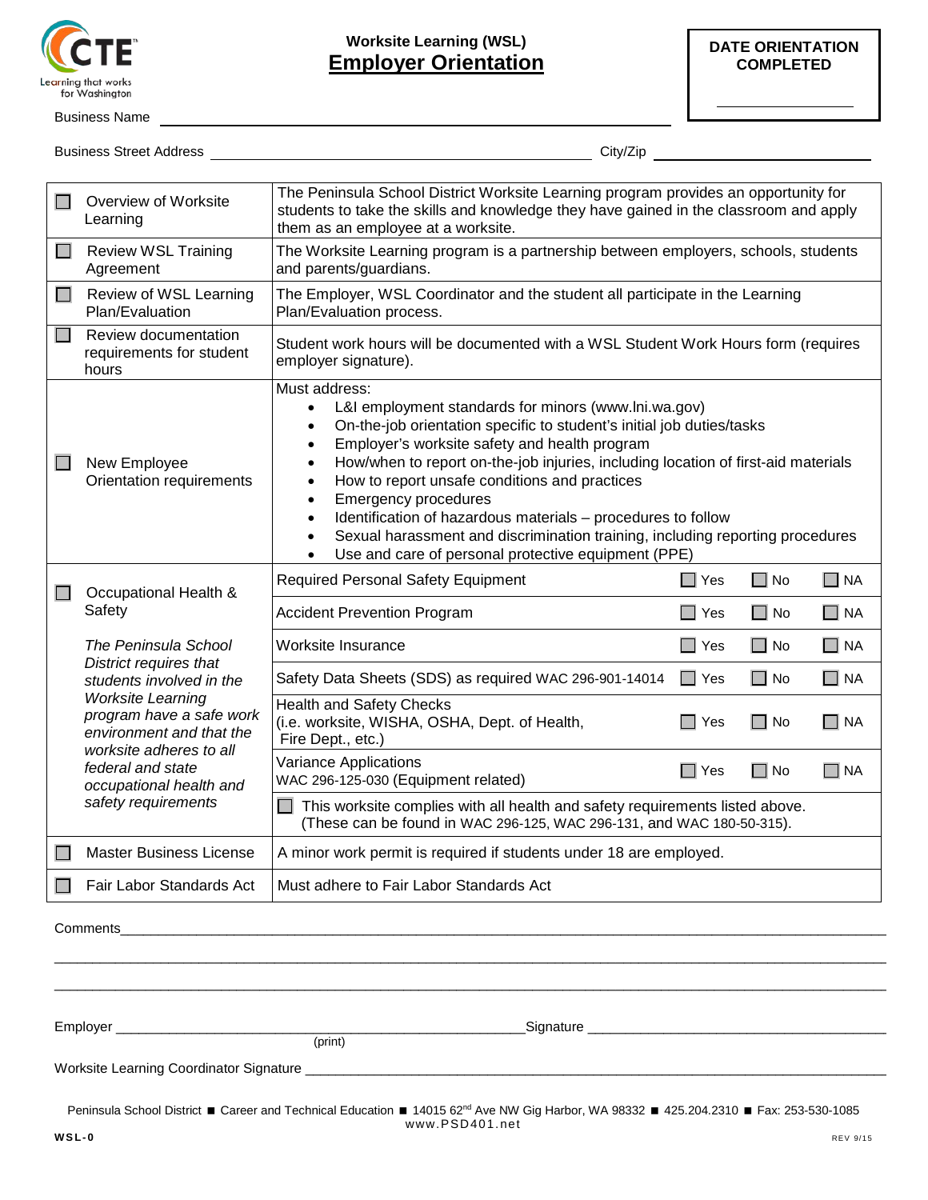CTE Learning that works for Washington

# Worksite Learning (WSL)
## Employer Orientation

**DATE ORIENTATION COMPLETED** ____________

Business Name ______________________________________________

Business Street Address ______________________________ City/Zip ______________

| | |
|---|---|
| ☐ Overview of Worksite Learning | The Peninsula School District Worksite Learning program provides an opportunity for students to take the skills and knowledge they have gained in the classroom and apply them as an employee at a worksite. |
| ☐ Review WSL Training Agreement | The Worksite Learning program is a partnership between employers, schools, students and parents/guardians. |
| ☐ Review of WSL Learning Plan/Evaluation | The Employer, WSL Coordinator and the student all participate in the Learning Plan/Evaluation process. |
| ☐ Review documentation requirements for student hours | Student work hours will be documented with a WSL Student Work Hours form (requires employer signature). |
| ☐ New Employee Orientation requirements | Must address:<br>• L&I employment standards for minors (www.lni.wa.gov)<br>• On-the-job orientation specific to student's initial job duties/tasks<br>• Employer's worksite safety and health program<br>• How/when to report on-the-job injuries, including location of first-aid materials<br>• How to report unsafe conditions and practices<br>• Emergency procedures<br>• Identification of hazardous materials – procedures to follow<br>• Sexual harassment and discrimination training, including reporting procedures<br>• Use and care of personal protective equipment (PPE) |

| | | | | |
|---|---|---|---|---|
| ☐ Occupational Health & Safety<br><br>*The Peninsula School District requires that students involved in the Worksite Learning program have a safe work environment and that the worksite adheres to all federal and state occupational health and safety requirements* | Required Personal Safety Equipment | ☐ Yes | ☐ No | ☐ NA |
| | Accident Prevention Program | ☐ Yes | ☐ No | ☐ NA |
| | Worksite Insurance | ☐ Yes | ☐ No | ☐ NA |
| | Safety Data Sheets (SDS) as required WAC 296-901-14014 | ☐ Yes | ☐ No | ☐ NA |
| | Health and Safety Checks (i.e. worksite, WISHA, OSHA, Dept. of Health, Fire Dept., etc.) | ☐ Yes | ☐ No | ☐ NA |
| | Variance Applications WAC 296-125-030 (Equipment related) | ☐ Yes | ☐ No | ☐ NA |
| | ☐ This worksite complies with all health and safety requirements listed above. (These can be found in WAC 296-125, WAC 296-131, and WAC 180-50-315). | | | |
| ☐ Master Business License | A minor work permit is required if students under 18 are employed. | | | |
| ☐ Fair Labor Standards Act | Must adhere to Fair Labor Standards Act | | | |

Comments_______________________________________________________________

_______________________________________________________________________

_______________________________________________________________________

Employer ______________________________ Signature ______________________________
(print)

Worksite Learning Coordinator Signature ______________________________________

Peninsula School District ■ Career and Technical Education ■ 14015 62nd Ave NW Gig Harbor, WA 98332 ■ 425.204.2310 ■ Fax: 253-530-1085
www.PSD401.net

WSL-0 REV 9/15